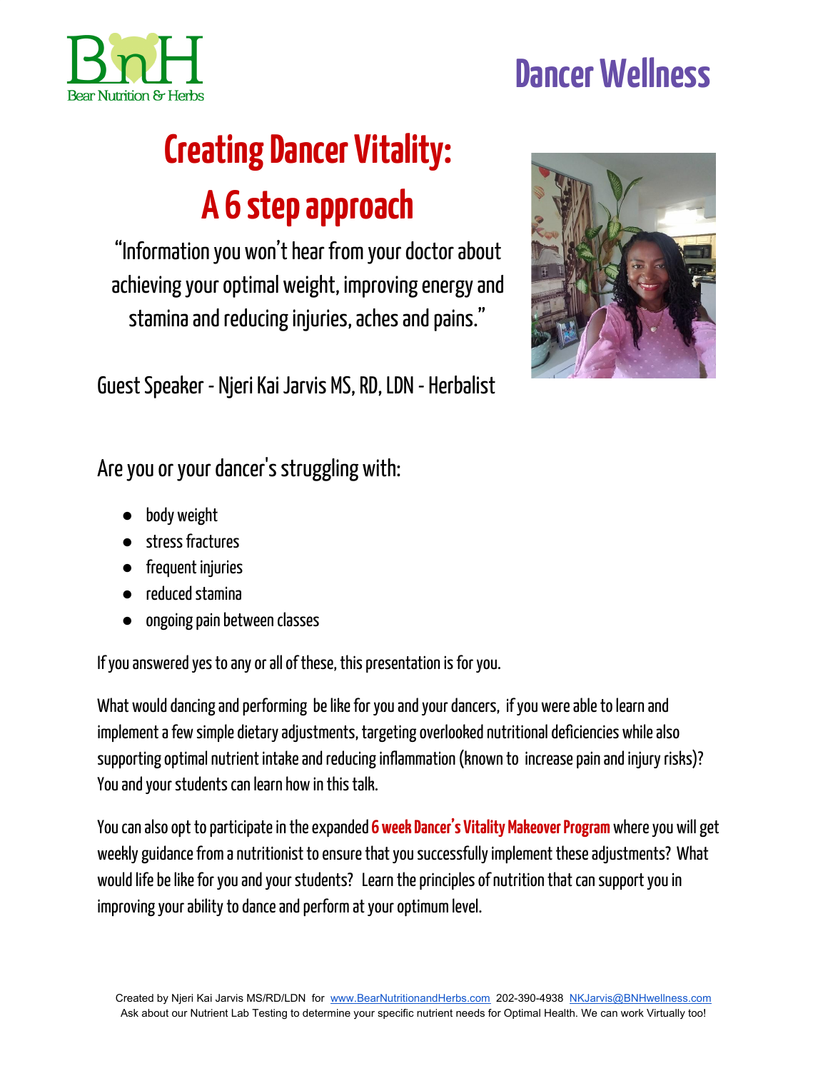BnH
Bear Nutrition & Herbs

# Dancer Wellness

# Creating Dancer Vitality:
# A 6 step approach

"Information you won't hear from your doctor about achieving your optimal weight, improving energy and stamina and reducing injuries, aches and pains."

Guest Speaker - Njeri Kai Jarvis MS, RD, LDN - Herbalist

Are you or your dancer's struggling with:

- body weight
- stress fractures
- frequent injuries
- reduced stamina
- ongoing pain between classes

If you answered yes to any or all of these, this presentation is for you.

What would dancing and performing be like for you and your dancers, if you were able to learn and implement a few simple dietary adjustments, targeting overlooked nutritional deficiencies while also supporting optimal nutrient intake and reducing inflammation (known to increase pain and injury risks)? You and your students can learn how in this talk.

You can also opt to participate in the expanded **6 week Dancer's Vitality Makeover Program** where you will get weekly guidance from a nutritionist to ensure that you successfully implement these adjustments? What would life be like for you and your students? Learn the principles of nutrition that can support you in improving your ability to dance and perform at your optimum level.

Created by Njeri Kai Jarvis MS/RD/LDN for www.BearNutritionandHerbs.com 202-390-4938 NKJarvis@BNHwellness.com
Ask about our Nutrient Lab Testing to determine your specific nutrient needs for Optimal Health. We can work Virtually too!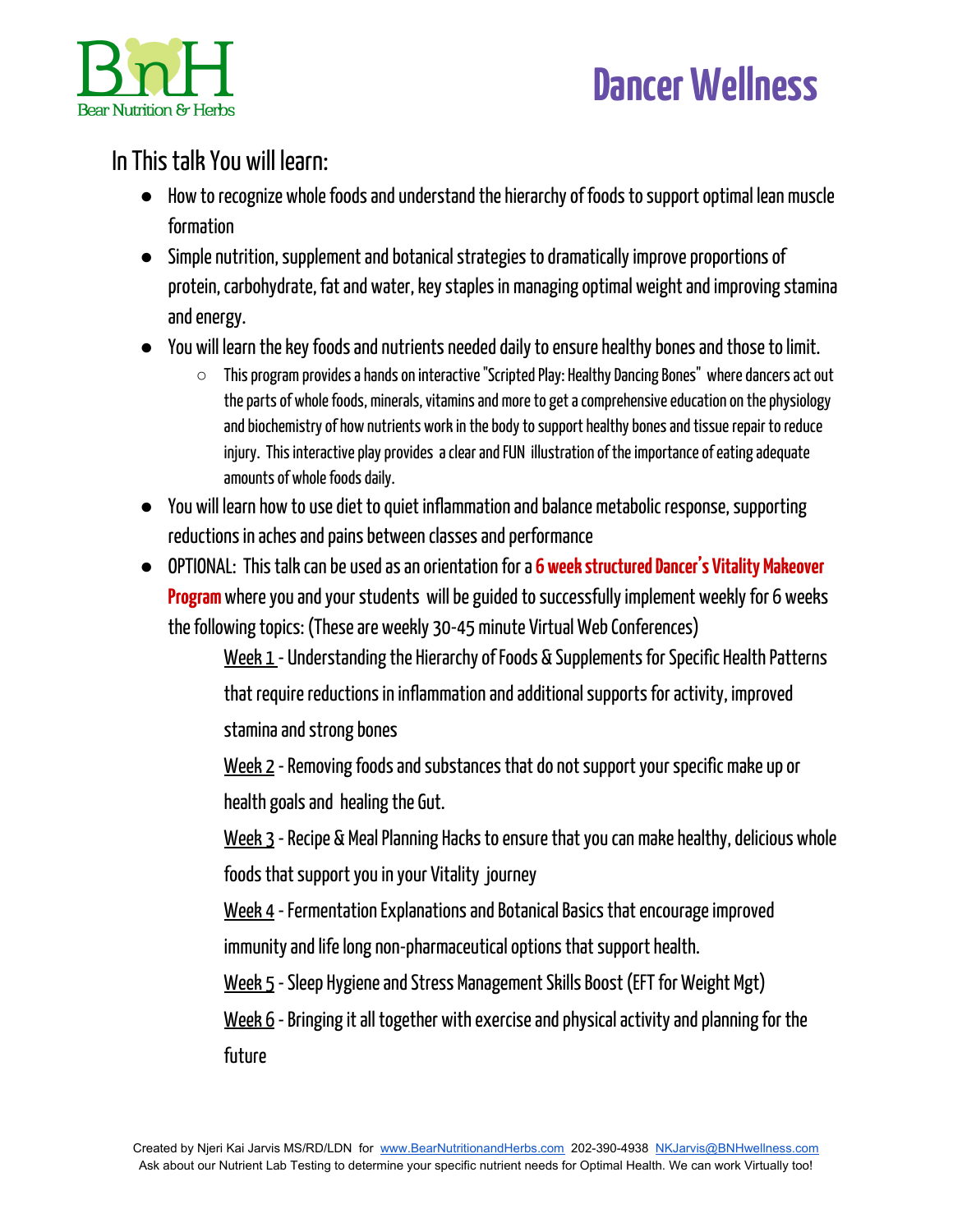# Dancer Wellness

## In This talk You will learn:

- How to recognize whole foods and understand the hierarchy of foods to support optimal lean muscle formation
- Simple nutrition, supplement and botanical strategies to dramatically improve proportions of protein, carbohydrate, fat and water, key staples in managing optimal weight and improving stamina and energy.
- You will learn the key foods and nutrients needed daily to ensure healthy bones and those to limit.
  - This program provides a hands on interactive "Scripted Play: Healthy Dancing Bones" where dancers act out the parts of whole foods, minerals, vitamins and more to get a comprehensive education on the physiology and biochemistry of how nutrients work in the body to support healthy bones and tissue repair to reduce injury. This interactive play provides a clear and FUN illustration of the importance of eating adequate amounts of whole foods daily.
- You will learn how to use diet to quiet inflammation and balance metabolic response, supporting reductions in aches and pains between classes and performance
- OPTIONAL: This talk can be used as an orientation for a **6 week structured Dancer's Vitality Makeover Program** where you and your students will be guided to successfully implement weekly for 6 weeks the following topics: (These are weekly 30-45 minute Virtual Web Conferences)

  Week 1 - Understanding the Hierarchy of Foods & Supplements for Specific Health Patterns that require reductions in inflammation and additional supports for activity, improved stamina and strong bones

  Week 2 - Removing foods and substances that do not support your specific make up or health goals and healing the Gut.

  Week 3 - Recipe & Meal Planning Hacks to ensure that you can make healthy, delicious whole foods that support you in your Vitality journey

  Week 4 - Fermentation Explanations and Botanical Basics that encourage improved immunity and life long non-pharmaceutical options that support health.

  Week 5 - Sleep Hygiene and Stress Management Skills Boost (EFT for Weight Mgt)

  Week 6 - Bringing it all together with exercise and physical activity and planning for the future

Created by Njeri Kai Jarvis MS/RD/LDN for www.BearNutritionandHerbs.com 202-390-4938 NKJarvis@BNHwellness.com
Ask about our Nutrient Lab Testing to determine your specific nutrient needs for Optimal Health. We can work Virtually too!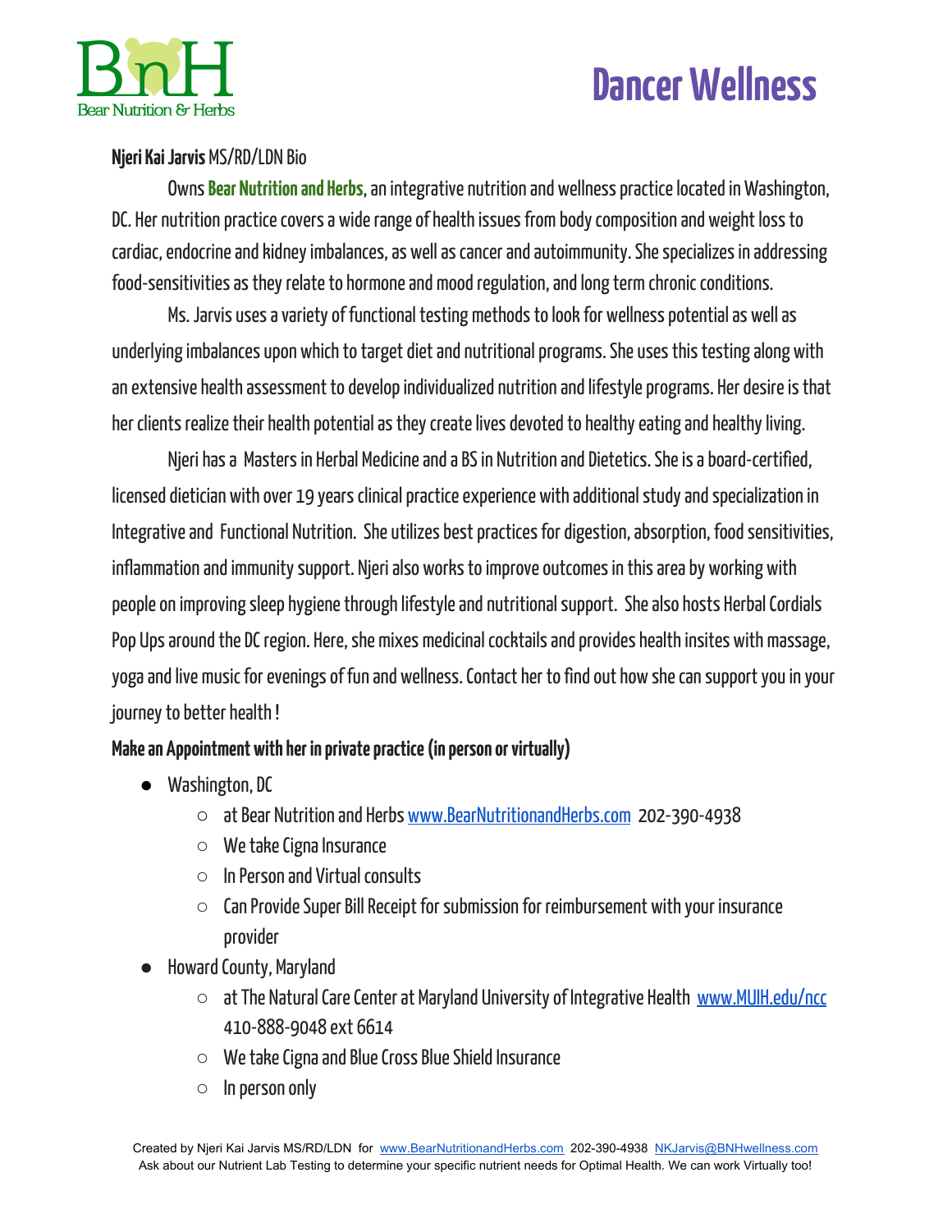# Dancer Wellness

**Njeri Kai Jarvis** MS/RD/LDN Bio

Owns **Bear Nutrition and Herbs**, an integrative nutrition and wellness practice located in Washington, DC. Her nutrition practice covers a wide range of health issues from body composition and weight loss to cardiac, endocrine and kidney imbalances, as well as cancer and autoimmunity. She specializes in addressing food-sensitivities as they relate to hormone and mood regulation, and long term chronic conditions.

Ms. Jarvis uses a variety of functional testing methods to look for wellness potential as well as underlying imbalances upon which to target diet and nutritional programs. She uses this testing along with an extensive health assessment to develop individualized nutrition and lifestyle programs. Her desire is that her clients realize their health potential as they create lives devoted to healthy eating and healthy living.

Njeri has a Masters in Herbal Medicine and a BS in Nutrition and Dietetics. She is a board-certified, licensed dietician with over 19 years clinical practice experience with additional study and specialization in Integrative and Functional Nutrition. She utilizes best practices for digestion, absorption, food sensitivities, inflammation and immunity support. Njeri also works to improve outcomes in this area by working with people on improving sleep hygiene through lifestyle and nutritional support. She also hosts Herbal Cordials Pop Ups around the DC region. Here, she mixes medicinal cocktails and provides health insites with massage, yoga and live music for evenings of fun and wellness. Contact her to find out how she can support you in your journey to better health !

**Make an Appointment with her in private practice (in person or virtually)**

- Washington, DC
  - at Bear Nutrition and Herbs www.BearNutritionandHerbs.com 202-390-4938
  - We take Cigna Insurance
  - In Person and Virtual consults
  - Can Provide Super Bill Receipt for submission for reimbursement with your insurance provider
- Howard County, Maryland
  - at The Natural Care Center at Maryland University of Integrative Health www.MUIH.edu/ncc 410-888-9048 ext 6614
  - We take Cigna and Blue Cross Blue Shield Insurance
  - In person only

Created by Njeri Kai Jarvis MS/RD/LDN for www.BearNutritionandHerbs.com 202-390-4938 NKJarvis@BNHwellness.com
Ask about our Nutrient Lab Testing to determine your specific nutrient needs for Optimal Health. We can work Virtually too!